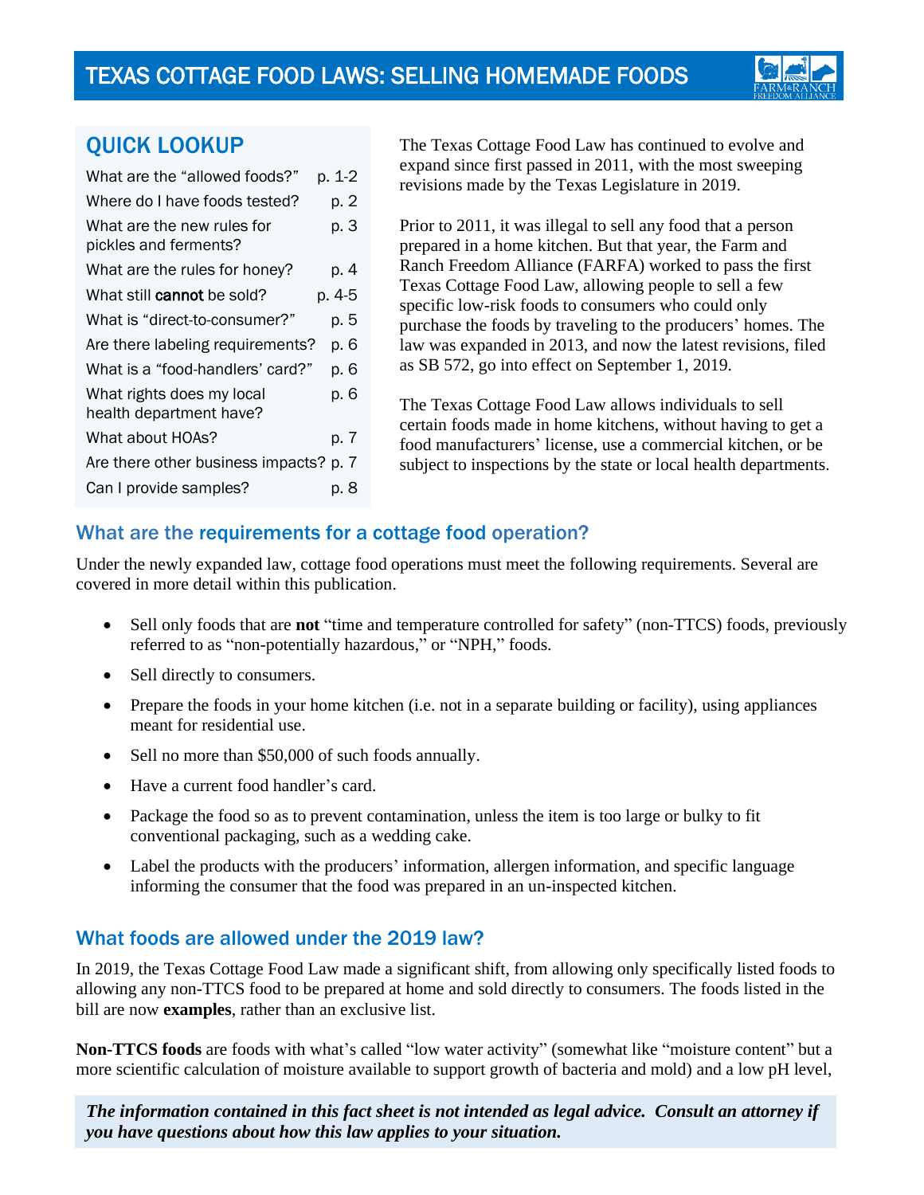# TEXAS COTTAGE FOOD LAWS: SELLING HOMEMADE FOODS

## QUICK LOOKUP

| | |
|---|---|
| What are the "allowed foods?" | p. 1-2 |
| Where do I have foods tested? | p. 2 |
| What are the new rules for pickles and ferments? | p. 3 |
| What are the rules for honey? | p. 4 |
| What still **cannot** be sold? | p. 4-5 |
| What is "direct-to-consumer?" | p. 5 |
| Are there labeling requirements? | p. 6 |
| What is a "food-handlers' card?" | p. 6 |
| What rights does my local health department have? | p. 6 |
| What about HOAs? | p. 7 |
| Are there other business impacts? | p. 7 |
| Can I provide samples? | p. 8 |

The Texas Cottage Food Law has continued to evolve and expand since first passed in 2011, with the most sweeping revisions made by the Texas Legislature in 2019.

Prior to 2011, it was illegal to sell any food that a person prepared in a home kitchen. But that year, the Farm and Ranch Freedom Alliance (FARFA) worked to pass the first Texas Cottage Food Law, allowing people to sell a few specific low-risk foods to consumers who could only purchase the foods by traveling to the producers' homes. The law was expanded in 2013, and now the latest revisions, filed as SB 572, go into effect on September 1, 2019.

The Texas Cottage Food Law allows individuals to sell certain foods made in home kitchens, without having to get a food manufacturers' license, use a commercial kitchen, or be subject to inspections by the state or local health departments.

## What are the requirements for a cottage food operation?

Under the newly expanded law, cottage food operations must meet the following requirements. Several are covered in more detail within this publication.

- Sell only foods that are **not** "time and temperature controlled for safety" (non-TTCS) foods, previously referred to as "non-potentially hazardous," or "NPH," foods.
- Sell directly to consumers.
- Prepare the foods in your home kitchen (i.e. not in a separate building or facility), using appliances meant for residential use.
- Sell no more than $50,000 of such foods annually.
- Have a current food handler's card.
- Package the food so as to prevent contamination, unless the item is too large or bulky to fit conventional packaging, such as a wedding cake.
- Label the products with the producers' information, allergen information, and specific language informing the consumer that the food was prepared in an un-inspected kitchen.

## What foods are allowed under the 2019 law?

In 2019, the Texas Cottage Food Law made a significant shift, from allowing only specifically listed foods to allowing any non-TTCS food to be prepared at home and sold directly to consumers. The foods listed in the bill are now **examples**, rather than an exclusive list.

**Non-TTCS foods** are foods with what's called "low water activity" (somewhat like "moisture content" but a more scientific calculation of moisture available to support growth of bacteria and mold) and a low pH level,

***The information contained in this fact sheet is not intended as legal advice. Consult an attorney if you have questions about how this law applies to your situation.***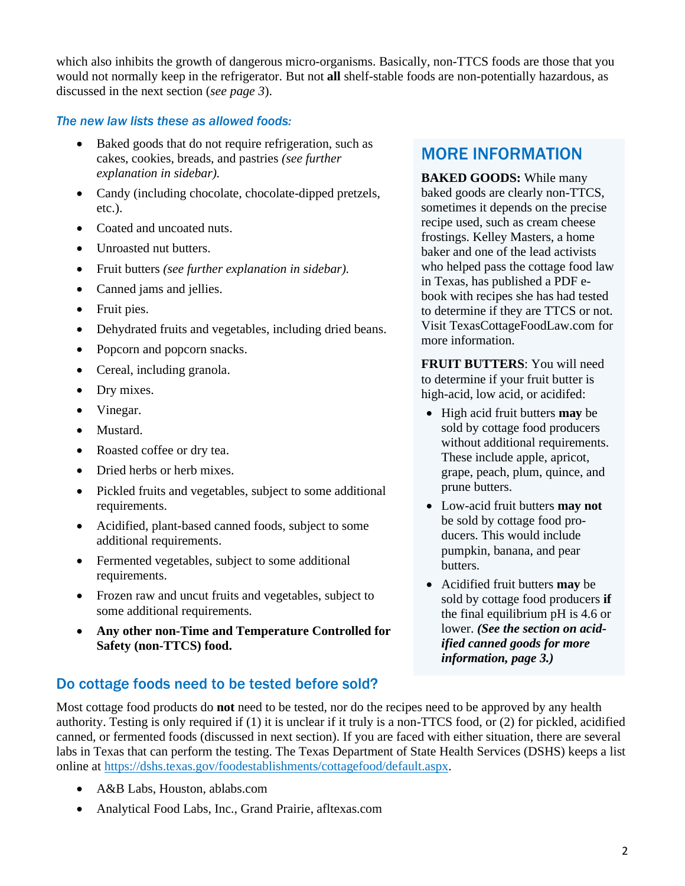which also inhibits the growth of dangerous micro-organisms. Basically, non-TTCS foods are those that you would not normally keep in the refrigerator. But not **all** shelf-stable foods are non-potentially hazardous, as discussed in the next section (*see page 3*).

### *The new law lists these as allowed foods:*

- Baked goods that do not require refrigeration, such as cakes, cookies, breads, and pastries *(see further explanation in sidebar).*
- Candy (including chocolate, chocolate-dipped pretzels, etc.).
- Coated and uncoated nuts.
- Unroasted nut butters.
- Fruit butters *(see further explanation in sidebar).*
- Canned jams and jellies.
- Fruit pies.
- Dehydrated fruits and vegetables, including dried beans.
- Popcorn and popcorn snacks.
- Cereal, including granola.
- Dry mixes.
- Vinegar.
- Mustard.
- Roasted coffee or dry tea.
- Dried herbs or herb mixes.
- Pickled fruits and vegetables, subject to some additional requirements.
- Acidified, plant-based canned foods, subject to some additional requirements.
- Fermented vegetables, subject to some additional requirements.
- Frozen raw and uncut fruits and vegetables, subject to some additional requirements.
- **Any other non-Time and Temperature Controlled for Safety (non-TTCS) food.**

## MORE INFORMATION

**BAKED GOODS:** While many baked goods are clearly non-TTCS, sometimes it depends on the precise recipe used, such as cream cheese frostings. Kelley Masters, a home baker and one of the lead activists who helped pass the cottage food law in Texas, has published a PDF e-book with recipes she has had tested to determine if they are TTCS or not. Visit TexasCottageFoodLaw.com for more information.

**FRUIT BUTTERS**: You will need to determine if your fruit butter is high-acid, low acid, or acidifed:

- High acid fruit butters **may** be sold by cottage food producers without additional requirements. These include apple, apricot, grape, peach, plum, quince, and prune butters.
- Low-acid fruit butters **may not** be sold by cottage food producers. This would include pumpkin, banana, and pear butters.
- Acidified fruit butters **may** be sold by cottage food producers **if** the final equilibrium pH is 4.6 or lower. ***(See the section on acidified canned goods for more information, page 3.)***

## Do cottage foods need to be tested before sold?

Most cottage food products do **not** need to be tested, nor do the recipes need to be approved by any health authority. Testing is only required if (1) it is unclear if it truly is a non-TTCS food, or (2) for pickled, acidified canned, or fermented foods (discussed in next section). If you are faced with either situation, there are several labs in Texas that can perform the testing. The Texas Department of State Health Services (DSHS) keeps a list online at https://dshs.texas.gov/foodestablishments/cottagefood/default.aspx.

- A&B Labs, Houston, ablabs.com
- Analytical Food Labs, Inc., Grand Prairie, afltexas.com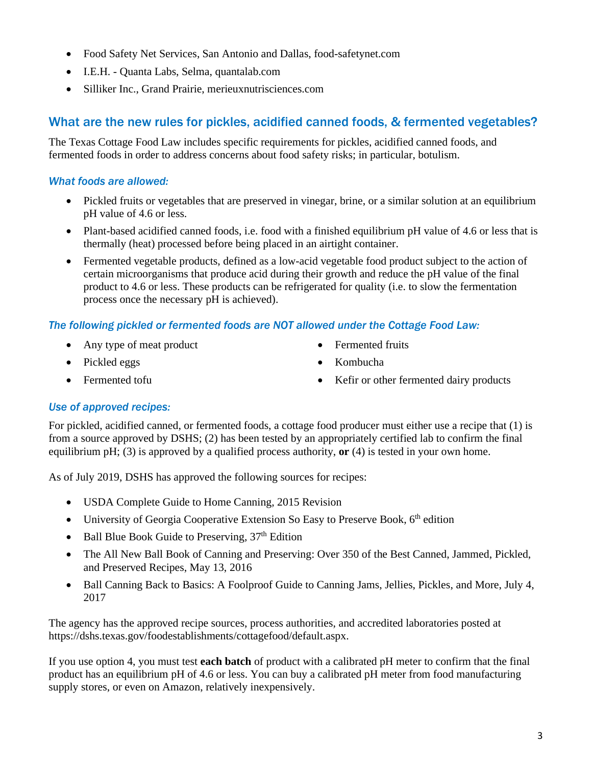- Food Safety Net Services, San Antonio and Dallas, food-safetynet.com
- I.E.H. - Quanta Labs, Selma, quantalab.com
- Silliker Inc., Grand Prairie, merieuxnutrisciences.com

## What are the new rules for pickles, acidified canned foods, & fermented vegetables?

The Texas Cottage Food Law includes specific requirements for pickles, acidified canned foods, and fermented foods in order to address concerns about food safety risks; in particular, botulism.

### *What foods are allowed:*

- Pickled fruits or vegetables that are preserved in vinegar, brine, or a similar solution at an equilibrium pH value of 4.6 or less.
- Plant-based acidified canned foods, i.e. food with a finished equilibrium pH value of 4.6 or less that is thermally (heat) processed before being placed in an airtight container.
- Fermented vegetable products, defined as a low-acid vegetable food product subject to the action of certain microorganisms that produce acid during their growth and reduce the pH value of the final product to 4.6 or less. These products can be refrigerated for quality (i.e. to slow the fermentation process once the necessary pH is achieved).

### *The following pickled or fermented foods are NOT allowed under the Cottage Food Law:*

- Any type of meat product
- Pickled eggs
- Fermented tofu
- Fermented fruits
- Kombucha
- Kefir or other fermented dairy products

### *Use of approved recipes:*

For pickled, acidified canned, or fermented foods, a cottage food producer must either use a recipe that (1) is from a source approved by DSHS; (2) has been tested by an appropriately certified lab to confirm the final equilibrium pH; (3) is approved by a qualified process authority, **or** (4) is tested in your own home.

As of July 2019, DSHS has approved the following sources for recipes:

- USDA Complete Guide to Home Canning, 2015 Revision
- University of Georgia Cooperative Extension So Easy to Preserve Book, 6th edition
- Ball Blue Book Guide to Preserving, 37th Edition
- The All New Ball Book of Canning and Preserving: Over 350 of the Best Canned, Jammed, Pickled, and Preserved Recipes, May 13, 2016
- Ball Canning Back to Basics: A Foolproof Guide to Canning Jams, Jellies, Pickles, and More, July 4, 2017

The agency has the approved recipe sources, process authorities, and accredited laboratories posted at https://dshs.texas.gov/foodestablishments/cottagefood/default.aspx.

If you use option 4, you must test **each batch** of product with a calibrated pH meter to confirm that the final product has an equilibrium pH of 4.6 or less. You can buy a calibrated pH meter from food manufacturing supply stores, or even on Amazon, relatively inexpensively.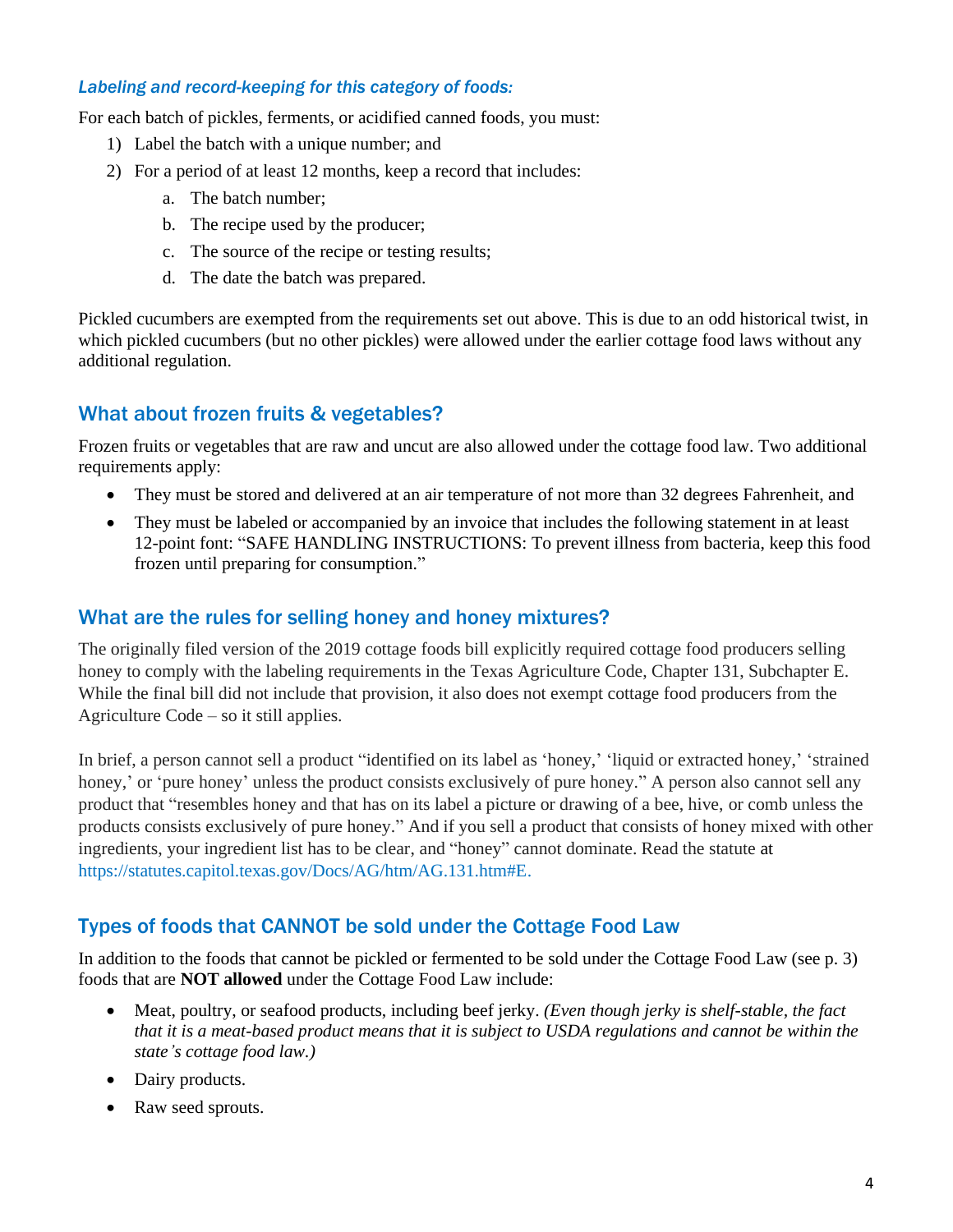### *Labeling and record-keeping for this category of foods:*

For each batch of pickles, ferments, or acidified canned foods, you must:

1) Label the batch with a unique number; and
2) For a period of at least 12 months, keep a record that includes:
    a. The batch number;
    b. The recipe used by the producer;
    c. The source of the recipe or testing results;
    d. The date the batch was prepared.

Pickled cucumbers are exempted from the requirements set out above. This is due to an odd historical twist, in which pickled cucumbers (but no other pickles) were allowed under the earlier cottage food laws without any additional regulation.

## What about frozen fruits & vegetables?

Frozen fruits or vegetables that are raw and uncut are also allowed under the cottage food law. Two additional requirements apply:

- They must be stored and delivered at an air temperature of not more than 32 degrees Fahrenheit, and
- They must be labeled or accompanied by an invoice that includes the following statement in at least 12-point font: "SAFE HANDLING INSTRUCTIONS: To prevent illness from bacteria, keep this food frozen until preparing for consumption."

## What are the rules for selling honey and honey mixtures?

The originally filed version of the 2019 cottage foods bill explicitly required cottage food producers selling honey to comply with the labeling requirements in the Texas Agriculture Code, Chapter 131, Subchapter E. While the final bill did not include that provision, it also does not exempt cottage food producers from the Agriculture Code – so it still applies.

In brief, a person cannot sell a product "identified on its label as 'honey,' 'liquid or extracted honey,' 'strained honey,' or 'pure honey' unless the product consists exclusively of pure honey." A person also cannot sell any product that "resembles honey and that has on its label a picture or drawing of a bee, hive, or comb unless the products consists exclusively of pure honey." And if you sell a product that consists of honey mixed with other ingredients, your ingredient list has to be clear, and "honey" cannot dominate. Read the statute at https://statutes.capitol.texas.gov/Docs/AG/htm/AG.131.htm#E.

## Types of foods that CANNOT be sold under the Cottage Food Law

In addition to the foods that cannot be pickled or fermented to be sold under the Cottage Food Law (see p. 3) foods that are **NOT allowed** under the Cottage Food Law include:

- Meat, poultry, or seafood products, including beef jerky. *(Even though jerky is shelf-stable, the fact that it is a meat-based product means that it is subject to USDA regulations and cannot be within the state's cottage food law.)*
- Dairy products.
- Raw seed sprouts.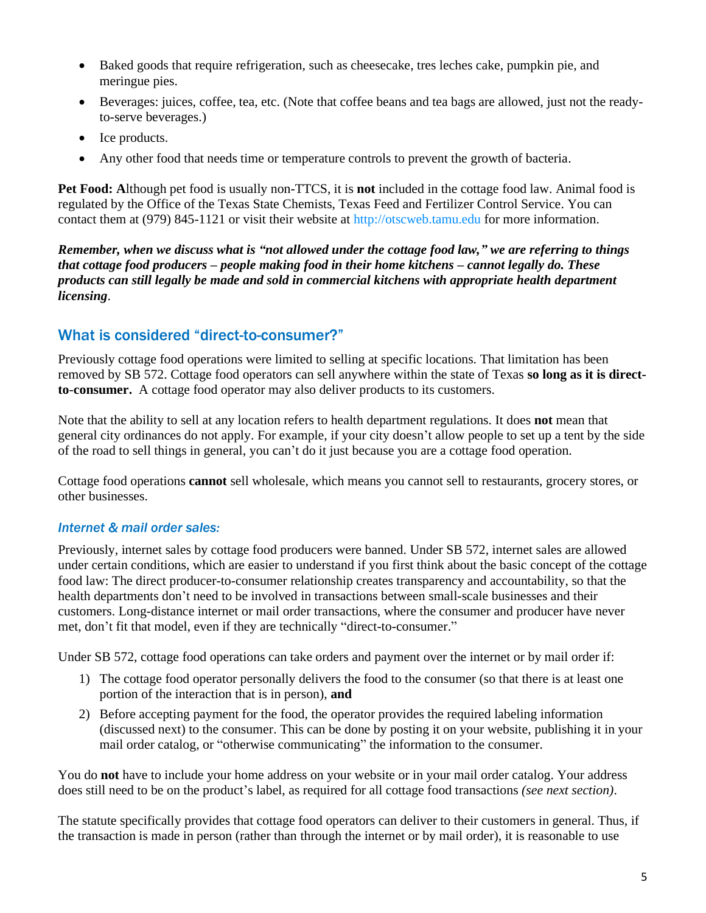- Baked goods that require refrigeration, such as cheesecake, tres leches cake, pumpkin pie, and meringue pies.
- Beverages: juices, coffee, tea, etc. (Note that coffee beans and tea bags are allowed, just not the ready-to-serve beverages.)
- Ice products.
- Any other food that needs time or temperature controls to prevent the growth of bacteria.

**Pet Food: A**lthough pet food is usually non-TTCS, it is **not** included in the cottage food law. Animal food is regulated by the Office of the Texas State Chemists, Texas Feed and Fertilizer Control Service. You can contact them at (979) 845-1121 or visit their website at http://otscweb.tamu.edu for more information.

***Remember, when we discuss what is "not allowed under the cottage food law," we are referring to things that cottage food producers – people making food in their home kitchens – cannot legally do. These products can still legally be made and sold in commercial kitchens with appropriate health department licensing*.**

## What is considered "direct-to-consumer?"

Previously cottage food operations were limited to selling at specific locations. That limitation has been removed by SB 572. Cottage food operators can sell anywhere within the state of Texas **so long as it is direct-to-consumer.** A cottage food operator may also deliver products to its customers.

Note that the ability to sell at any location refers to health department regulations. It does **not** mean that general city ordinances do not apply. For example, if your city doesn't allow people to set up a tent by the side of the road to sell things in general, you can't do it just because you are a cottage food operation.

Cottage food operations **cannot** sell wholesale, which means you cannot sell to restaurants, grocery stores, or other businesses.

### *Internet & mail order sales:*

Previously, internet sales by cottage food producers were banned. Under SB 572, internet sales are allowed under certain conditions, which are easier to understand if you first think about the basic concept of the cottage food law: The direct producer-to-consumer relationship creates transparency and accountability, so that the health departments don't need to be involved in transactions between small-scale businesses and their customers. Long-distance internet or mail order transactions, where the consumer and producer have never met, don't fit that model, even if they are technically "direct-to-consumer."

Under SB 572, cottage food operations can take orders and payment over the internet or by mail order if:

1) The cottage food operator personally delivers the food to the consumer (so that there is at least one portion of the interaction that is in person), **and**
2) Before accepting payment for the food, the operator provides the required labeling information (discussed next) to the consumer. This can be done by posting it on your website, publishing it in your mail order catalog, or "otherwise communicating" the information to the consumer.

You do **not** have to include your home address on your website or in your mail order catalog. Your address does still need to be on the product's label, as required for all cottage food transactions *(see next section)*.

The statute specifically provides that cottage food operators can deliver to their customers in general. Thus, if the transaction is made in person (rather than through the internet or by mail order), it is reasonable to use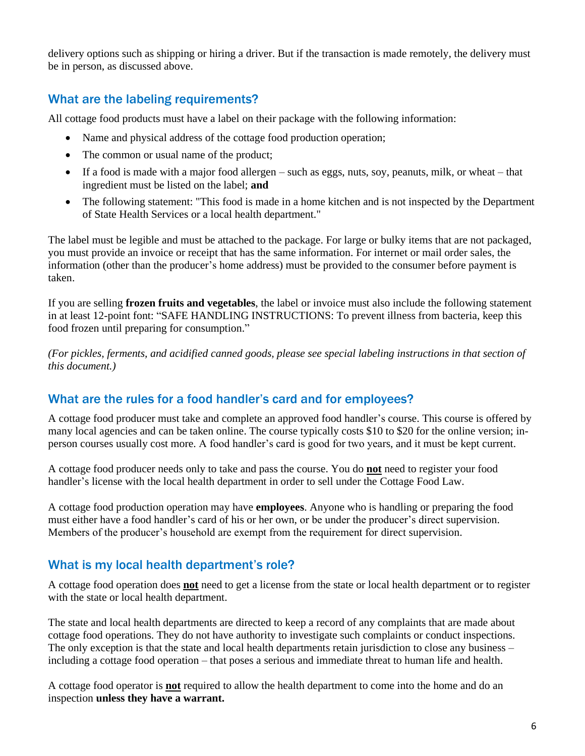delivery options such as shipping or hiring a driver. But if the transaction is made remotely, the delivery must be in person, as discussed above.

## What are the labeling requirements?

All cottage food products must have a label on their package with the following information:

- Name and physical address of the cottage food production operation;
- The common or usual name of the product;
- If a food is made with a major food allergen – such as eggs, nuts, soy, peanuts, milk, or wheat – that ingredient must be listed on the label; **and**
- The following statement: "This food is made in a home kitchen and is not inspected by the Department of State Health Services or a local health department."

The label must be legible and must be attached to the package. For large or bulky items that are not packaged, you must provide an invoice or receipt that has the same information. For internet or mail order sales, the information (other than the producer's home address) must be provided to the consumer before payment is taken.

If you are selling **frozen fruits and vegetables**, the label or invoice must also include the following statement in at least 12-point font: "SAFE HANDLING INSTRUCTIONS: To prevent illness from bacteria, keep this food frozen until preparing for consumption."

*(For pickles, ferments, and acidified canned goods, please see special labeling instructions in that section of this document.)*

## What are the rules for a food handler's card and for employees?

A cottage food producer must take and complete an approved food handler's course. This course is offered by many local agencies and can be taken online. The course typically costs $10 to $20 for the online version; in-person courses usually cost more. A food handler's card is good for two years, and it must be kept current.

A cottage food producer needs only to take and pass the course. You do **not** need to register your food handler's license with the local health department in order to sell under the Cottage Food Law.

A cottage food production operation may have **employees**. Anyone who is handling or preparing the food must either have a food handler's card of his or her own, or be under the producer's direct supervision. Members of the producer's household are exempt from the requirement for direct supervision.

## What is my local health department's role?

A cottage food operation does **not** need to get a license from the state or local health department or to register with the state or local health department.

The state and local health departments are directed to keep a record of any complaints that are made about cottage food operations. They do not have authority to investigate such complaints or conduct inspections. The only exception is that the state and local health departments retain jurisdiction to close any business – including a cottage food operation – that poses a serious and immediate threat to human life and health.

A cottage food operator is **not** required to allow the health department to come into the home and do an inspection **unless they have a warrant.**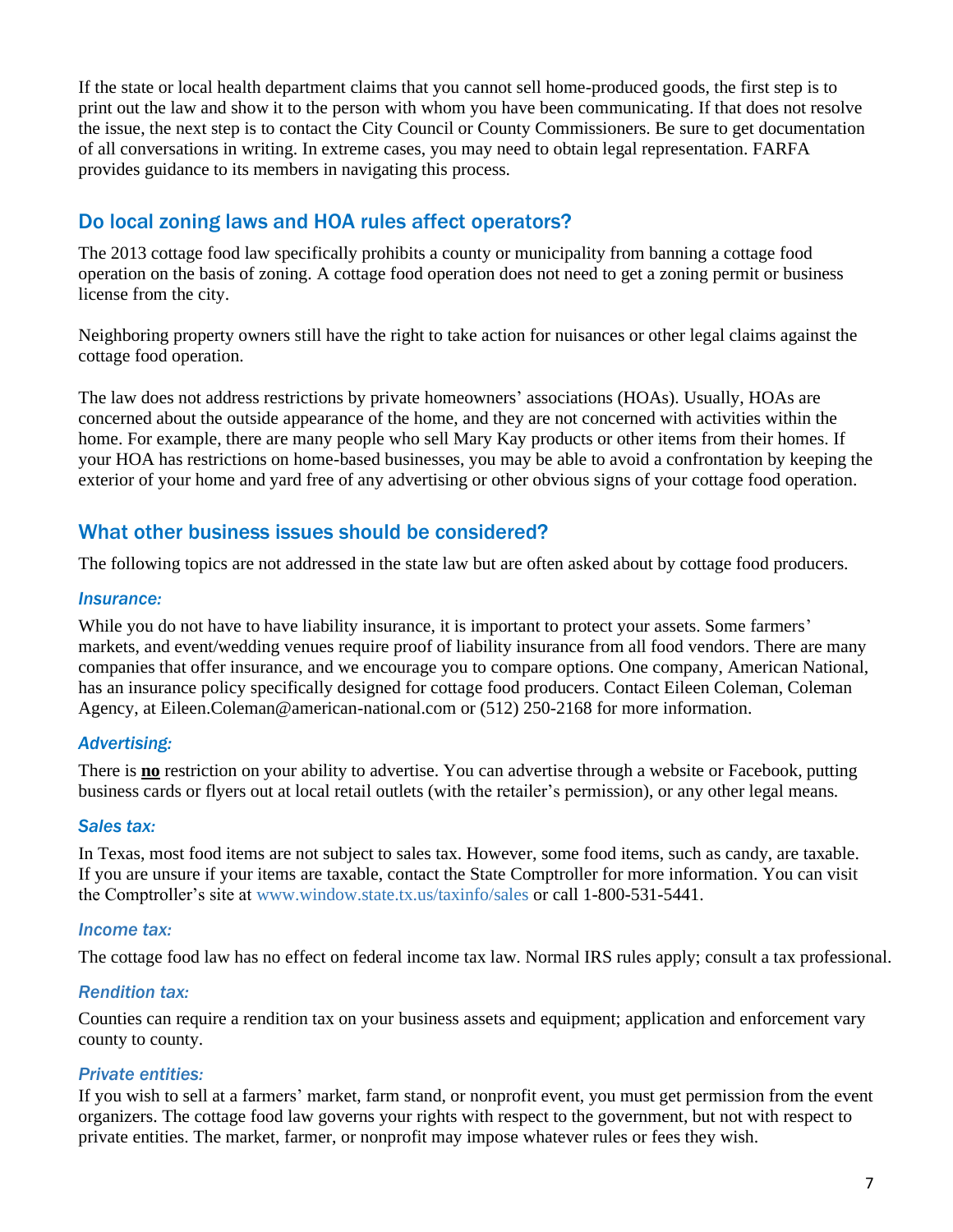If the state or local health department claims that you cannot sell home-produced goods, the first step is to print out the law and show it to the person with whom you have been communicating. If that does not resolve the issue, the next step is to contact the City Council or County Commissioners. Be sure to get documentation of all conversations in writing. In extreme cases, you may need to obtain legal representation. FARFA provides guidance to its members in navigating this process.

## Do local zoning laws and HOA rules affect operators?

The 2013 cottage food law specifically prohibits a county or municipality from banning a cottage food operation on the basis of zoning. A cottage food operation does not need to get a zoning permit or business license from the city.

Neighboring property owners still have the right to take action for nuisances or other legal claims against the cottage food operation.

The law does not address restrictions by private homeowners' associations (HOAs). Usually, HOAs are concerned about the outside appearance of the home, and they are not concerned with activities within the home. For example, there are many people who sell Mary Kay products or other items from their homes. If your HOA has restrictions on home-based businesses, you may be able to avoid a confrontation by keeping the exterior of your home and yard free of any advertising or other obvious signs of your cottage food operation.

## What other business issues should be considered?

The following topics are not addressed in the state law but are often asked about by cottage food producers.

### *Insurance:*

While you do not have to have liability insurance, it is important to protect your assets. Some farmers' markets, and event/wedding venues require proof of liability insurance from all food vendors. There are many companies that offer insurance, and we encourage you to compare options. One company, American National, has an insurance policy specifically designed for cottage food producers. Contact Eileen Coleman, Coleman Agency, at Eileen.Coleman@american-national.com or (512) 250-2168 for more information.

### *Advertising:*

There is <u>**no**</u> restriction on your ability to advertise. You can advertise through a website or Facebook, putting business cards or flyers out at local retail outlets (with the retailer's permission), or any other legal means.

### *Sales tax:*

In Texas, most food items are not subject to sales tax. However, some food items, such as candy, are taxable. If you are unsure if your items are taxable, contact the State Comptroller for more information. You can visit the Comptroller's site at www.window.state.tx.us/taxinfo/sales or call 1-800-531-5441.

### *Income tax:*

The cottage food law has no effect on federal income tax law. Normal IRS rules apply; consult a tax professional.

### *Rendition tax:*

Counties can require a rendition tax on your business assets and equipment; application and enforcement vary county to county.

### *Private entities:*

If you wish to sell at a farmers' market, farm stand, or nonprofit event, you must get permission from the event organizers. The cottage food law governs your rights with respect to the government, but not with respect to private entities. The market, farmer, or nonprofit may impose whatever rules or fees they wish.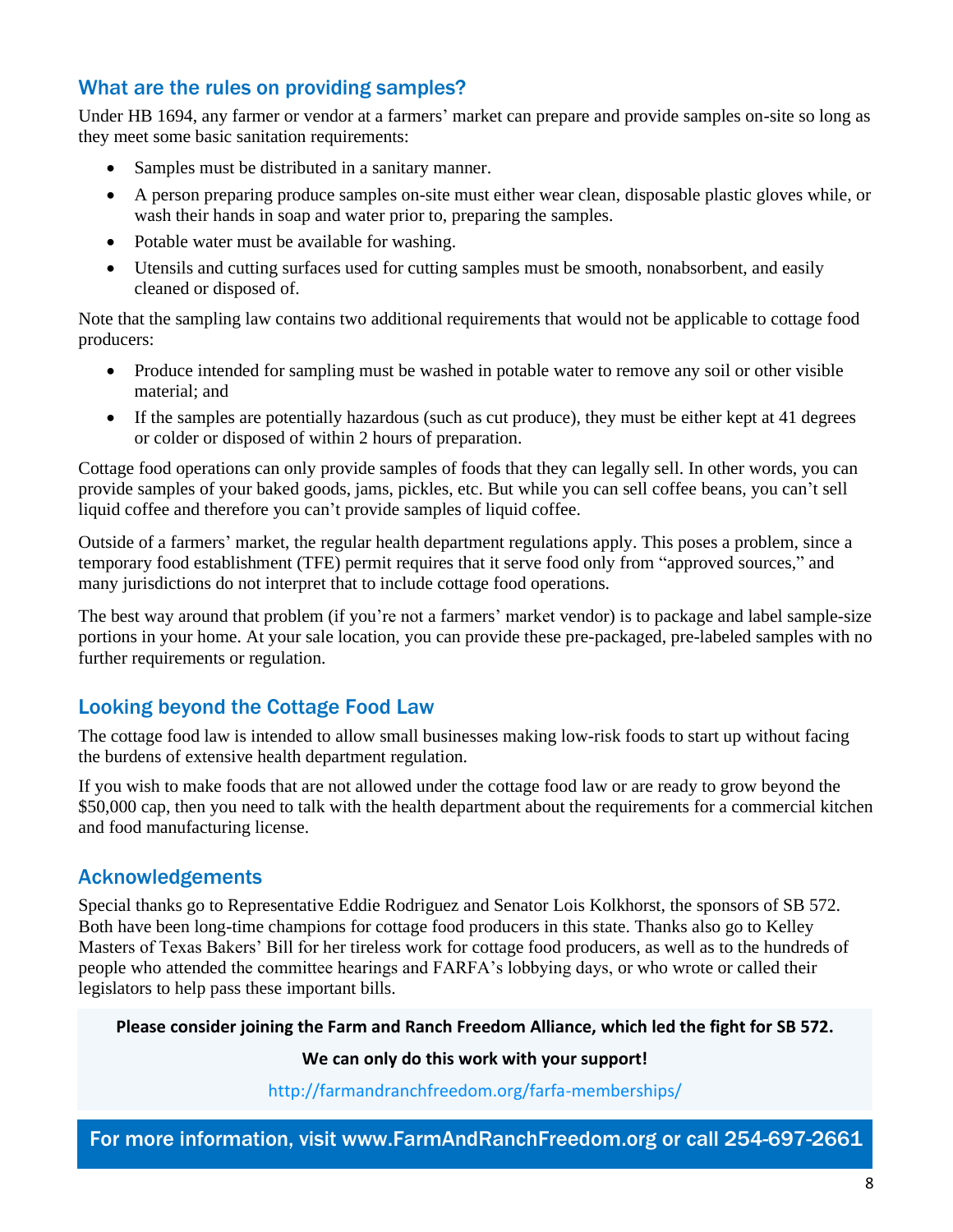## What are the rules on providing samples?

Under HB 1694, any farmer or vendor at a farmers' market can prepare and provide samples on-site so long as they meet some basic sanitation requirements:

- Samples must be distributed in a sanitary manner.
- A person preparing produce samples on-site must either wear clean, disposable plastic gloves while, or wash their hands in soap and water prior to, preparing the samples.
- Potable water must be available for washing.
- Utensils and cutting surfaces used for cutting samples must be smooth, nonabsorbent, and easily cleaned or disposed of.

Note that the sampling law contains two additional requirements that would not be applicable to cottage food producers:

- Produce intended for sampling must be washed in potable water to remove any soil or other visible material; and
- If the samples are potentially hazardous (such as cut produce), they must be either kept at 41 degrees or colder or disposed of within 2 hours of preparation.

Cottage food operations can only provide samples of foods that they can legally sell. In other words, you can provide samples of your baked goods, jams, pickles, etc. But while you can sell coffee beans, you can't sell liquid coffee and therefore you can't provide samples of liquid coffee.

Outside of a farmers' market, the regular health department regulations apply. This poses a problem, since a temporary food establishment (TFE) permit requires that it serve food only from "approved sources," and many jurisdictions do not interpret that to include cottage food operations.

The best way around that problem (if you're not a farmers' market vendor) is to package and label sample-size portions in your home. At your sale location, you can provide these pre-packaged, pre-labeled samples with no further requirements or regulation.

## Looking beyond the Cottage Food Law

The cottage food law is intended to allow small businesses making low-risk foods to start up without facing the burdens of extensive health department regulation.

If you wish to make foods that are not allowed under the cottage food law or are ready to grow beyond the $50,000 cap, then you need to talk with the health department about the requirements for a commercial kitchen and food manufacturing license.

## Acknowledgements

Special thanks go to Representative Eddie Rodriguez and Senator Lois Kolkhorst, the sponsors of SB 572. Both have been long-time champions for cottage food producers in this state. Thanks also go to Kelley Masters of Texas Bakers' Bill for her tireless work for cottage food producers, as well as to the hundreds of people who attended the committee hearings and FARFA's lobbying days, or who wrote or called their legislators to help pass these important bills.

**Please consider joining the Farm and Ranch Freedom Alliance, which led the fight for SB 572.**

**We can only do this work with your support!**

http://farmandranchfreedom.org/farfa-memberships/

**For more information, visit www.FarmAndRanchFreedom.org or call 254-697-2661**